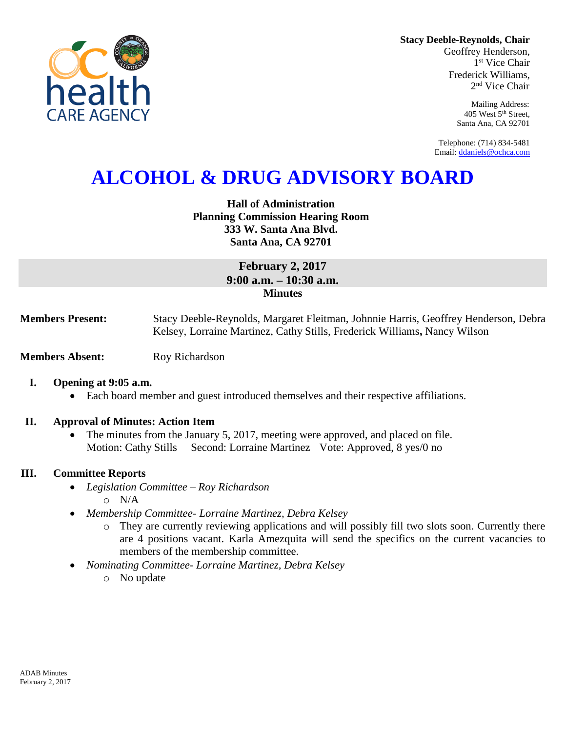**Stacy Deeble-Reynolds, Chair**
Geoffrey Henderson,
1st Vice Chair
Frederick Williams,
2nd Vice Chair

Mailing Address:
405 West 5th Street,
Santa Ana, CA 92701

Telephone: (714) 834-5481
Email: ddaniels@ochca.com

# ALCOHOL & DRUG ADVISORY BOARD

**Hall of Administration**
**Planning Commission Hearing Room**
**333 W. Santa Ana Blvd.**
**Santa Ana, CA 92701**

**February 2, 2017**
**9:00 a.m. – 10:30 a.m.**
**Minutes**

**Members Present:** Stacy Deeble-Reynolds, Margaret Fleitman, Johnnie Harris, Geoffrey Henderson, Debra Kelsey, Lorraine Martinez, Cathy Stills, Frederick Williams, Nancy Wilson

**Members Absent:** Roy Richardson

## I. Opening at 9:05 a.m.

- Each board member and guest introduced themselves and their respective affiliations.

## II. Approval of Minutes: Action Item

- The minutes from the January 5, 2017, meeting were approved, and placed on file.
  Motion: Cathy Stills  Second: Lorraine Martinez  Vote: Approved, 8 yes/0 no

## III. Committee Reports

- *Legislation Committee – Roy Richardson*
  - N/A
- *Membership Committee- Lorraine Martinez, Debra Kelsey*
  - They are currently reviewing applications and will possibly fill two slots soon. Currently there are 4 positions vacant. Karla Amezquita will send the specifics on the current vacancies to members of the membership committee.
- *Nominating Committee- Lorraine Martinez, Debra Kelsey*
  - No update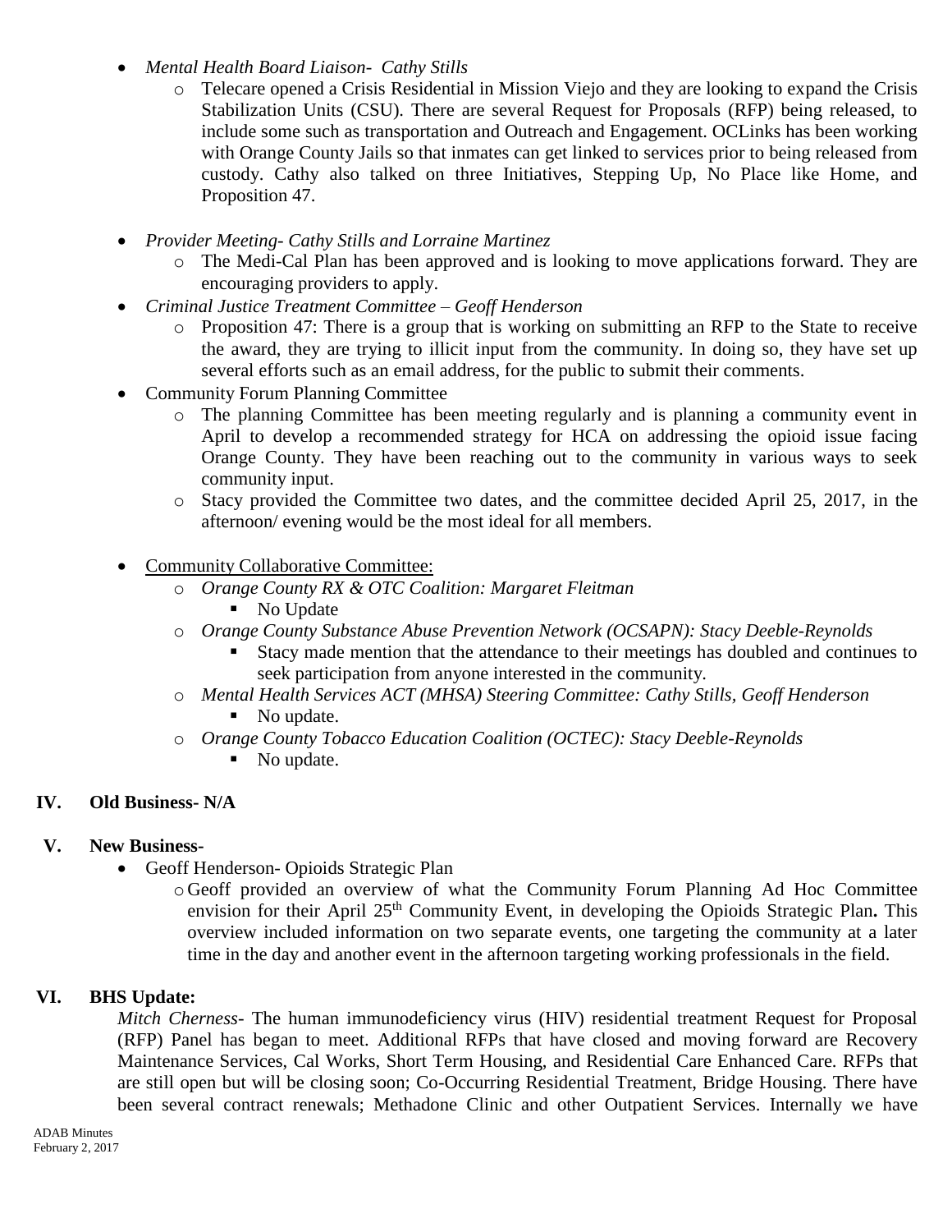- *Mental Health Board Liaison- Cathy Stills*
  - Telecare opened a Crisis Residential in Mission Viejo and they are looking to expand the Crisis Stabilization Units (CSU). There are several Request for Proposals (RFP) being released, to include some such as transportation and Outreach and Engagement. OCLinks has been working with Orange County Jails so that inmates can get linked to services prior to being released from custody. Cathy also talked on three Initiatives, Stepping Up, No Place like Home, and Proposition 47.

- *Provider Meeting- Cathy Stills and Lorraine Martinez*
  - The Medi-Cal Plan has been approved and is looking to move applications forward. They are encouraging providers to apply.
- *Criminal Justice Treatment Committee – Geoff Henderson*
  - Proposition 47: There is a group that is working on submitting an RFP to the State to receive the award, they are trying to illicit input from the community. In doing so, they have set up several efforts such as an email address, for the public to submit their comments.
- Community Forum Planning Committee
  - The planning Committee has been meeting regularly and is planning a community event in April to develop a recommended strategy for HCA on addressing the opioid issue facing Orange County. They have been reaching out to the community in various ways to seek community input.
  - Stacy provided the Committee two dates, and the committee decided April 25, 2017, in the afternoon/ evening would be the most ideal for all members.

- Community Collaborative Committee:
  - *Orange County RX & OTC Coalition: Margaret Fleitman*
    - No Update
  - *Orange County Substance Abuse Prevention Network (OCSAPN): Stacy Deeble-Reynolds*
    - Stacy made mention that the attendance to their meetings has doubled and continues to seek participation from anyone interested in the community.
  - *Mental Health Services ACT (MHSA) Steering Committee: Cathy Stills, Geoff Henderson*
    - No update.
  - *Orange County Tobacco Education Coalition (OCTEC): Stacy Deeble-Reynolds*
    - No update.

## IV. Old Business- N/A

## V. New Business-

- Geoff Henderson- Opioids Strategic Plan
  - Geoff provided an overview of what the Community Forum Planning Ad Hoc Committee envision for their April 25th Community Event, in developing the Opioids Strategic Plan**.** This overview included information on two separate events, one targeting the community at a later time in the day and another event in the afternoon targeting working professionals in the field.

## VI. BHS Update:

*Mitch Cherness-* The human immunodeficiency virus (HIV) residential treatment Request for Proposal (RFP) Panel has began to meet. Additional RFPs that have closed and moving forward are Recovery Maintenance Services, Cal Works, Short Term Housing, and Residential Care Enhanced Care. RFPs that are still open but will be closing soon; Co-Occurring Residential Treatment, Bridge Housing. There have been several contract renewals; Methadone Clinic and other Outpatient Services. Internally we have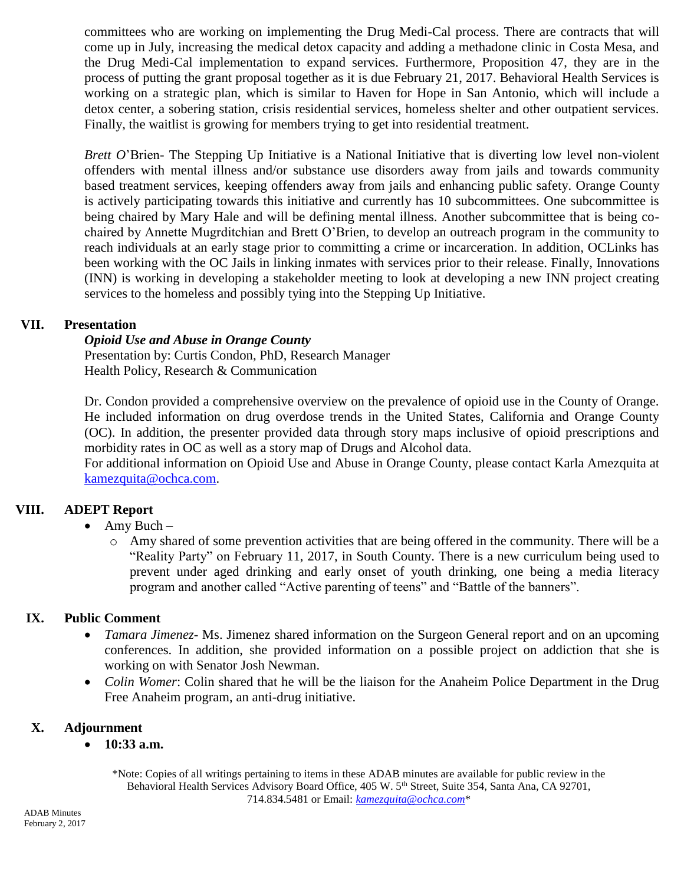committees who are working on implementing the Drug Medi-Cal process. There are contracts that will come up in July, increasing the medical detox capacity and adding a methadone clinic in Costa Mesa, and the Drug Medi-Cal implementation to expand services. Furthermore, Proposition 47, they are in the process of putting the grant proposal together as it is due February 21, 2017. Behavioral Health Services is working on a strategic plan, which is similar to Haven for Hope in San Antonio, which will include a detox center, a sobering station, crisis residential services, homeless shelter and other outpatient services. Finally, the waitlist is growing for members trying to get into residential treatment.

*Brett O*'Brien- The Stepping Up Initiative is a National Initiative that is diverting low level non-violent offenders with mental illness and/or substance use disorders away from jails and towards community based treatment services, keeping offenders away from jails and enhancing public safety. Orange County is actively participating towards this initiative and currently has 10 subcommittees. One subcommittee is being chaired by Mary Hale and will be defining mental illness. Another subcommittee that is being co-chaired by Annette Mugrditchian and Brett O'Brien, to develop an outreach program in the community to reach individuals at an early stage prior to committing a crime or incarceration. In addition, OCLinks has been working with the OC Jails in linking inmates with services prior to their release. Finally, Innovations (INN) is working in developing a stakeholder meeting to look at developing a new INN project creating services to the homeless and possibly tying into the Stepping Up Initiative.

## VII. Presentation

***Opioid Use and Abuse in Orange County***
Presentation by: Curtis Condon, PhD, Research Manager
Health Policy, Research & Communication

Dr. Condon provided a comprehensive overview on the prevalence of opioid use in the County of Orange. He included information on drug overdose trends in the United States, California and Orange County (OC). In addition, the presenter provided data through story maps inclusive of opioid prescriptions and morbidity rates in OC as well as a story map of Drugs and Alcohol data.
For additional information on Opioid Use and Abuse in Orange County, please contact Karla Amezquita at kamezquita@ochca.com.

## VIII. ADEPT Report

- Amy Buch –
  - Amy shared of some prevention activities that are being offered in the community. There will be a "Reality Party" on February 11, 2017, in South County. There is a new curriculum being used to prevent under aged drinking and early onset of youth drinking, one being a media literacy program and another called "Active parenting of teens" and "Battle of the banners".

## IX. Public Comment

- *Tamara Jimenez*- Ms. Jimenez shared information on the Surgeon General report and on an upcoming conferences. In addition, she provided information on a possible project on addiction that she is working on with Senator Josh Newman.
- *Colin Womer*: Colin shared that he will be the liaison for the Anaheim Police Department in the Drug Free Anaheim program, an anti-drug initiative.

## X. Adjournment

- **10:33 a.m.**

*Note: Copies of all writings pertaining to items in these ADAB minutes are available for public review in the Behavioral Health Services Advisory Board Office, 405 W. 5th Street, Suite 354, Santa Ana, CA 92701, 714.834.5481 or Email: *kamezquita@ochca.com**